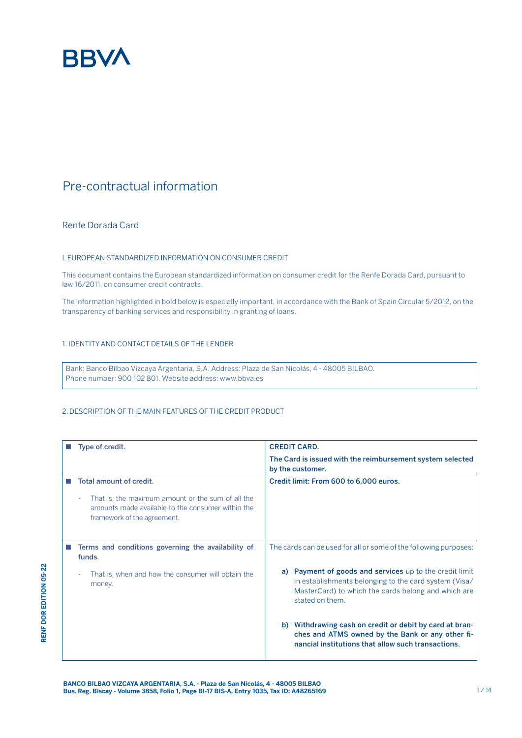BBVA

# Pre-contractual information

## Renfe Dorada Card

### I. EUROPEAN STANDARDIZED INFORMATION ON CONSUMER CREDIT

This document contains the European standardized information on consumer credit for the Renfe Dorada Card, pursuant to law 16/2011, on consumer credit contracts.

The information highlighted in bold below is especially important, in accordance with the Bank of Spain Circular 5/2012, on the transparency of banking services and responsibility in granting of loans.

### 1. IDENTITY AND CONTACT DETAILS OF THE LENDER

Bank: Banco Bilbao Vizcaya Argentaria, S.A. Address: Plaza de San Nicolás, 4 - 48005 BILBAO.
Phone number: 900 102 801. Website address: www.bbva.es

### 2. DESCRIPTION OF THE MAIN FEATURES OF THE CREDIT PRODUCT

| | |
|---|---|
| ■ **Type of credit.** | **CREDIT CARD.**<br><br>**The Card is issued with the reimbursement system selected by the customer.** |
| ■ **Total amount of credit.**<br><br>- That is, the maximum amount or the sum of all the amounts made available to the consumer within the framework of the agreement. | **Credit limit: From 600 to 6,000 euros.** |
| ■ **Terms and conditions governing the availability of funds.**<br><br>- That is, when and how the consumer will obtain the money. | The cards can be used for all or some of the following purposes:<br><br>a) **Payment of goods and services** up to the credit limit in establishments belonging to the card system (Visa/MasterCard) to which the cards belong and which are stated on them.<br><br>b) **Withdrawing cash on credit or debit by card at branches and ATMS owned by the Bank or any other financial institutions that allow such transactions.** |

RENF DOR EDITION 05-22

BANCO BILBAO VIZCAYA ARGENTARIA, S.A. - Plaza de San Nicolás, 4 - 48005 BILBAO
Bus. Reg. Biscay - Volume 3858, Folio 1, Page BI-17 BIS-A, Entry 1035, Tax ID: A48265169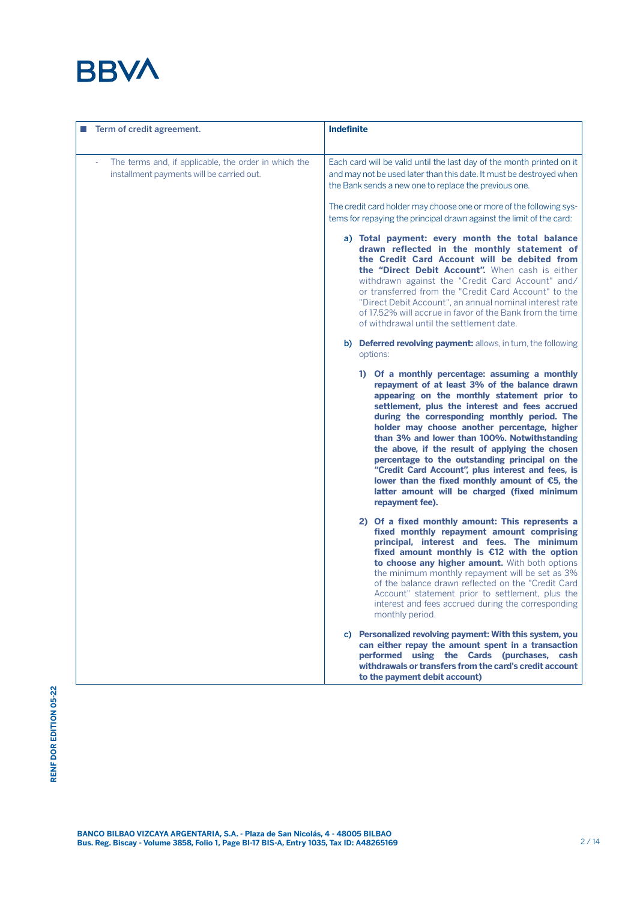| Term of credit agreement. | **Indefinite** |
| --- | --- |
| - The terms and, if applicable, the order in which the installment payments will be carried out. | Each card will be valid until the last day of the month printed on it and may not be used later than this date. It must be destroyed when the Bank sends a new one to replace the previous one.<br><br>The credit card holder may choose one or more of the following systems for repaying the principal drawn against the limit of the card:<br><br>**a) Total payment: every month the total balance drawn reflected in the monthly statement of the Credit Card Account will be debited from the "Direct Debit Account".** When cash is either withdrawn against the "Credit Card Account" and/or transferred from the "Credit Card Account" to the "Direct Debit Account", an annual nominal interest rate of 17.52% will accrue in favor of the Bank from the time of withdrawal until the settlement date.<br><br>**b) Deferred revolving payment:** allows, in turn, the following options:<br><br>**1) Of a monthly percentage: assuming a monthly repayment of at least 3% of the balance drawn appearing on the monthly statement prior to settlement, plus the interest and fees accrued during the corresponding monthly period. The holder may choose another percentage, higher than 3% and lower than 100%. Notwithstanding the above, if the result of applying the chosen percentage to the outstanding principal on the "Credit Card Account", plus interest and fees, is lower than the fixed monthly amount of €5, the latter amount will be charged (fixed minimum repayment fee).**<br><br>**2) Of a fixed monthly amount: This represents a fixed monthly repayment amount comprising principal, interest and fees. The minimum fixed amount monthly is €12 with the option to choose any higher amount.** With both options the minimum monthly repayment will be set as 3% of the balance drawn reflected on the "Credit Card Account" statement prior to settlement, plus the interest and fees accrued during the corresponding monthly period.<br><br>**c) Personalized revolving payment: With this system, you can either repay the amount spent in a transaction performed using the Cards (purchases, cash withdrawals or transfers from the card's credit account to the payment debit account)** |

BANCO BILBAO VIZCAYA ARGENTARIA, S.A. - Plaza de San Nicolás, 4 - 48005 BILBAO
Bus. Reg. Biscay - Volume 3858, Folio 1, Page BI-17 BIS-A, Entry 1035, Tax ID: A48265169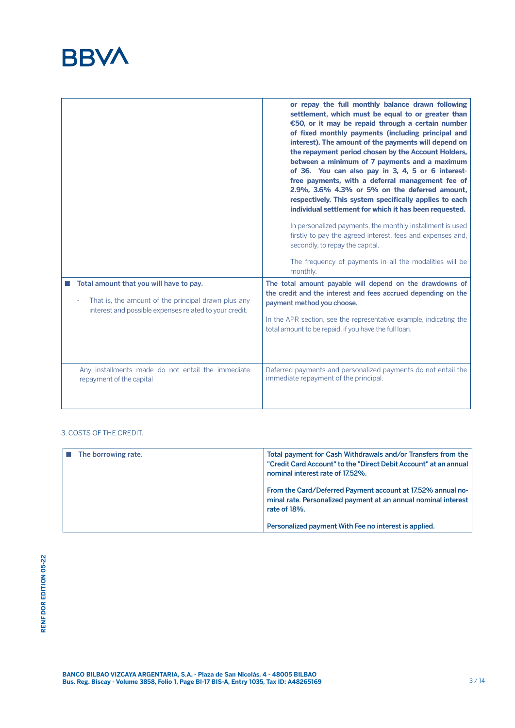| | |
|---|---|
| | **or repay the full monthly balance drawn following settlement, which must be equal to or greater than €50, or it may be repaid through a certain number of fixed monthly payments (including principal and interest). The amount of the payments will depend on the repayment period chosen by the Account Holders, between a minimum of 7 payments and a maximum of 36. You can also pay in 3, 4, 5 or 6 interest-free payments, with a deferral management fee of 2.9%, 3.6% 4.3% or 5% on the deferred amount, respectively. This system specifically applies to each individual settlement for which it has been requested.**<br><br>In personalized payments, the monthly installment is used firstly to pay the agreed interest, fees and expenses and, secondly, to repay the capital.<br><br>The frequency of payments in all the modalities will be monthly. |
| ■ **Total amount that you will have to pay.**<br><br>- That is, the amount of the principal drawn plus any interest and possible expenses related to your credit. | **The total amount payable will depend on the drawdowns of the credit and the interest and fees accrued depending on the payment method you choose.**<br><br>In the APR section, see the representative example, indicating the total amount to be repaid, if you have the full loan. |
| Any installments made do not entail the immediate repayment of the capital | Deferred payments and personalized payments do not entail the immediate repayment of the principal. |

3. COSTS OF THE CREDIT.

| | |
|---|---|
| ■ **The borrowing rate.** | **Total payment for Cash Withdrawals and/or Transfers from the "Credit Card Account" to the "Direct Debit Account" at an annual nominal interest rate of 17.52%.**<br><br>**From the Card/Deferred Payment account at 17.52% annual nominal rate. Personalized payment at an annual nominal interest rate of 18%.**<br><br>**Personalized payment With Fee no interest is applied.** |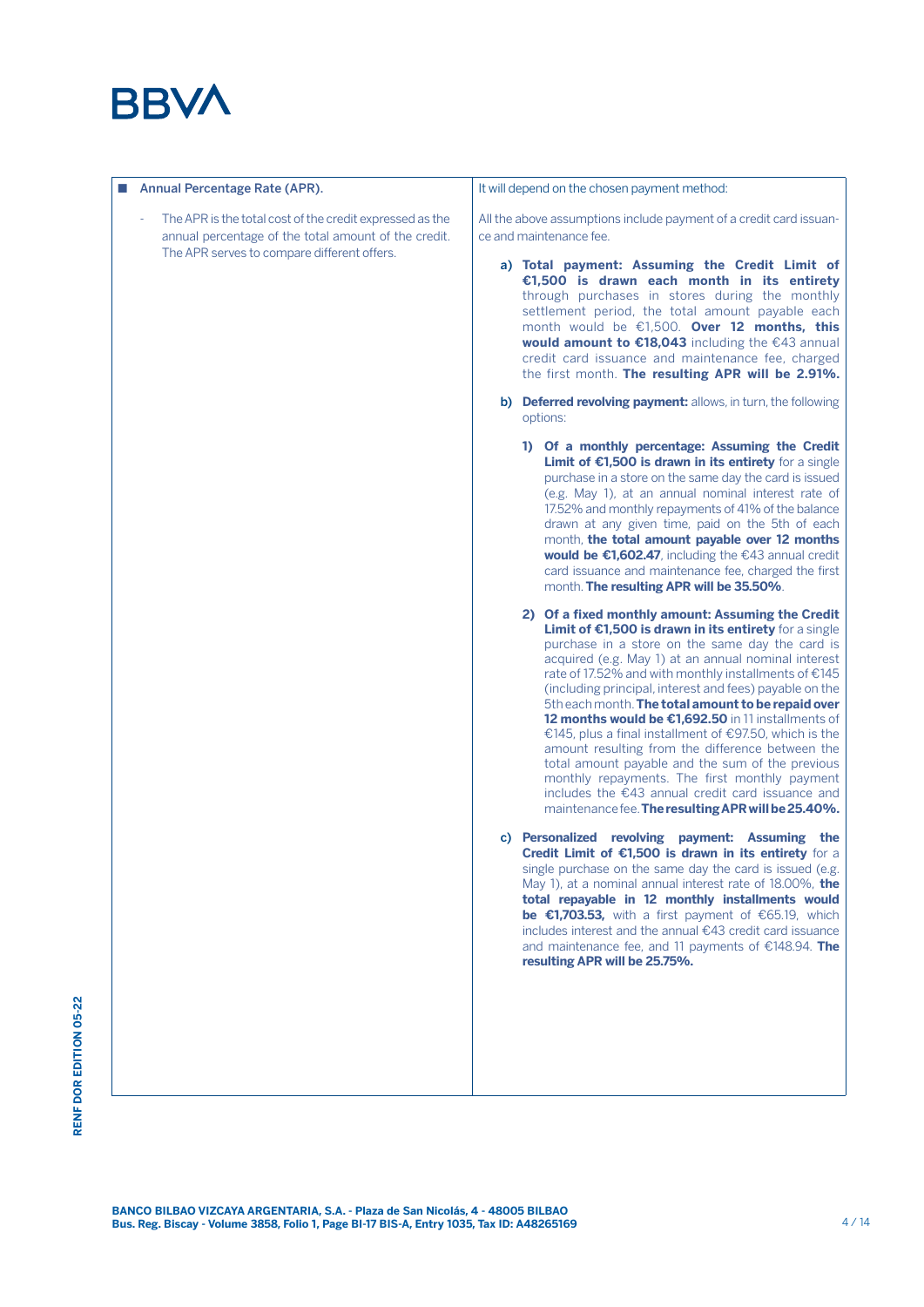| ■ **Annual Percentage Rate (APR).** | It will depend on the chosen payment method: |
|---|---|
| - The APR is the total cost of the credit expressed as the annual percentage of the total amount of the credit. The APR serves to compare different offers. | All the above assumptions include payment of a credit card issuance and maintenance fee.<br><br>**a) Total payment: Assuming the Credit Limit of €1,500 is drawn each month in its entirety** through purchases in stores during the monthly settlement period, the total amount payable each month would be €1,500. **Over 12 months, this would amount to €18,043** including the €43 annual credit card issuance and maintenance fee, charged the first month. **The resulting APR will be 2.91%.**<br><br>**b) Deferred revolving payment:** allows, in turn, the following options:<br><br>**1) Of a monthly percentage: Assuming the Credit Limit of €1,500 is drawn in its entirety** for a single purchase in a store on the same day the card is issued (e.g. May 1), at an annual nominal interest rate of 17.52% and monthly repayments of 41% of the balance drawn at any given time, paid on the 5th of each month, **the total amount payable over 12 months would be €1,602.47**, including the €43 annual credit card issuance and maintenance fee, charged the first month. **The resulting APR will be 35.50%**.<br><br>**2) Of a fixed monthly amount: Assuming the Credit Limit of €1,500 is drawn in its entirety** for a single purchase in a store on the same day the card is acquired (e.g. May 1) at an annual nominal interest rate of 17.52% and with monthly installments of €145 (including principal, interest and fees) payable on the 5th each month. **The total amount to be repaid over 12 months would be €1,692.50** in 11 installments of €145, plus a final installment of €97.50, which is the amount resulting from the difference between the total amount payable and the sum of the previous monthly repayments. The first monthly payment includes the €43 annual credit card issuance and maintenance fee. **The resulting APR will be 25.40%.**<br><br>**c) Personalized revolving payment: Assuming the Credit Limit of €1,500 is drawn in its entirety** for a single purchase on the same day the card is issued (e.g. May 1), at a nominal annual interest rate of 18.00%, **the total repayable in 12 monthly installments would be €1,703.53,** with a first payment of €65.19, which includes interest and the annual €43 credit card issuance and maintenance fee, and 11 payments of €148.94. **The resulting APR will be 25.75%.** |

**RENF DOR EDITION 05-22**

**BANCO BILBAO VIZCAYA ARGENTARIA, S.A. - Plaza de San Nicolás, 4 - 48005 BILBAO**
**Bus. Reg. Biscay - Volume 3858, Folio 1, Page BI-17 BIS-A, Entry 1035, Tax ID: A48265169**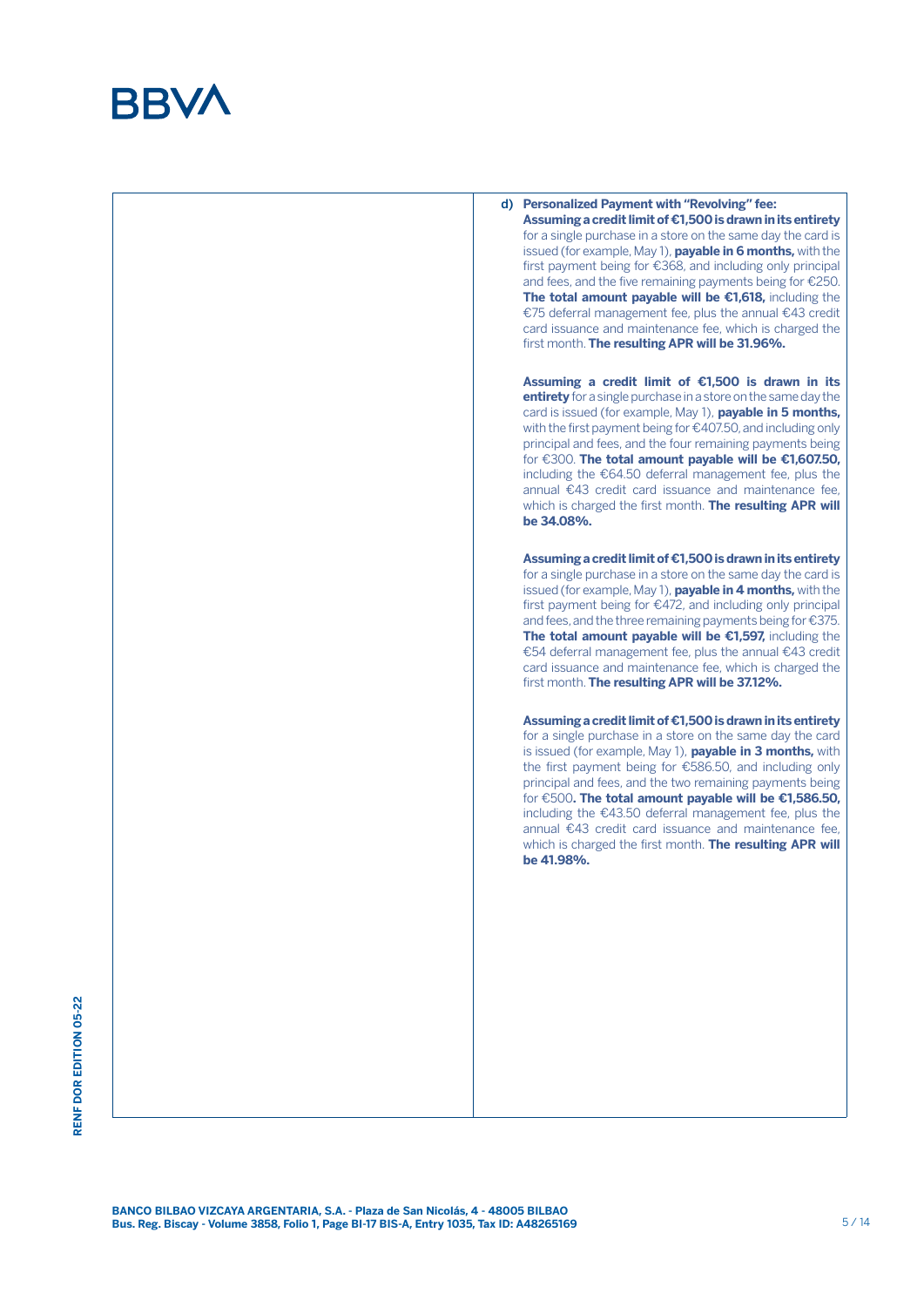d) **Personalized Payment with "Revolving" fee:**

**Assuming a credit limit of €1,500 is drawn in its entirety** for a single purchase in a store on the same day the card is issued (for example, May 1), **payable in 6 months,** with the first payment being for €368, and including only principal and fees, and the five remaining payments being for €250. **The total amount payable will be €1,618,** including the €75 deferral management fee, plus the annual €43 credit card issuance and maintenance fee, which is charged the first month. **The resulting APR will be 31.96%.**

**Assuming a credit limit of €1,500 is drawn in its entirety** for a single purchase in a store on the same day the card is issued (for example, May 1), **payable in 5 months,** with the first payment being for €407.50, and including only principal and fees, and the four remaining payments being for €300. **The total amount payable will be €1,607.50,** including the €64.50 deferral management fee, plus the annual €43 credit card issuance and maintenance fee, which is charged the first month. **The resulting APR will be 34.08%.**

**Assuming a credit limit of €1,500 is drawn in its entirety** for a single purchase in a store on the same day the card is issued (for example, May 1), **payable in 4 months,** with the first payment being for €472, and including only principal and fees, and the three remaining payments being for €375. **The total amount payable will be €1,597,** including the €54 deferral management fee, plus the annual €43 credit card issuance and maintenance fee, which is charged the first month. **The resulting APR will be 37.12%.**

**Assuming a credit limit of €1,500 is drawn in its entirety** for a single purchase in a store on the same day the card is issued (for example, May 1), **payable in 3 months,** with the first payment being for €586.50, and including only principal and fees, and the two remaining payments being for €500**. The total amount payable will be €1,586.50,** including the €43.50 deferral management fee, plus the annual €43 credit card issuance and maintenance fee, which is charged the first month. **The resulting APR will be 41.98%.**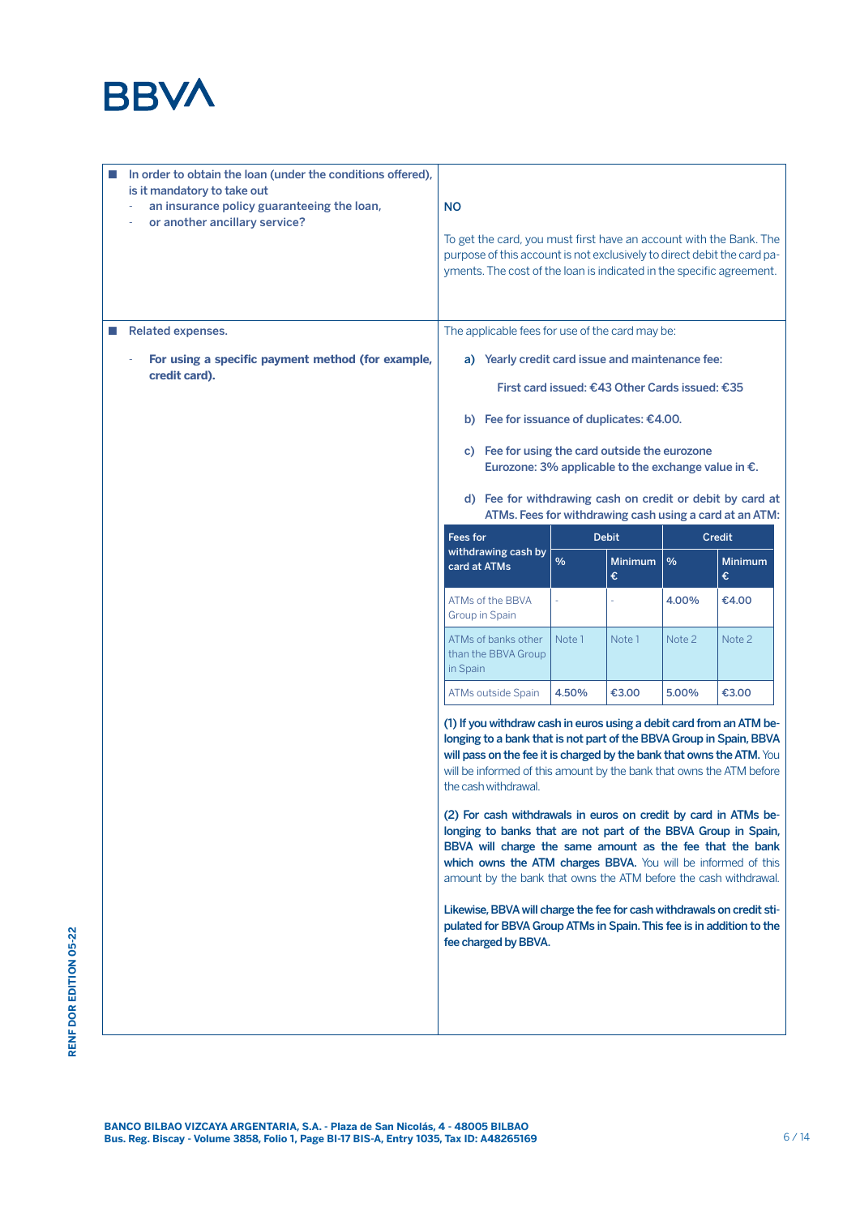- **In order to obtain the loan (under the conditions offered), is it mandatory to take out**
  - **an insurance policy guaranteeing the loan,**
  - **or another ancillary service?**

**NO**

To get the card, you must first have an account with the Bank. The purpose of this account is not exclusively to direct debit the card payments. The cost of the loan is indicated in the specific agreement.

- **Related expenses.**
  - **For using a specific payment method (for example, credit card).**

The applicable fees for use of the card may be:

**a) Yearly credit card issue and maintenance fee:**

**First card issued: €43 Other Cards issued: €35**

**b) Fee for issuance of duplicates: €4.00.**

**c) Fee for using the card outside the eurozone Eurozone: 3% applicable to the exchange value in €.**

**d) Fee for withdrawing cash on credit or debit by card at ATMs. Fees for withdrawing cash using a card at an ATM:**

| Fees for withdrawing cash by card at ATMs | Debit | | Credit | |
|---|---|---|---|---|
| | % | Minimum € | % | Minimum € |
| ATMs of the BBVA Group in Spain | - | - | 4.00% | €4.00 |
| ATMs of banks other than the BBVA Group in Spain | Note 1 | Note 1 | Note 2 | Note 2 |
| ATMs outside Spain | 4.50% | €3.00 | 5.00% | €3.00 |

**(1) If you withdraw cash in euros using a debit card from an ATM belonging to a bank that is not part of the BBVA Group in Spain, BBVA will pass on the fee it is charged by the bank that owns the ATM.** You will be informed of this amount by the bank that owns the ATM before the cash withdrawal.

**(2) For cash withdrawals in euros on credit by card in ATMs belonging to banks that are not part of the BBVA Group in Spain, BBVA will charge the same amount as the fee that the bank which owns the ATM charges BBVA.** You will be informed of this amount by the bank that owns the ATM before the cash withdrawal.

**Likewise, BBVA will charge the fee for cash withdrawals on credit stipulated for BBVA Group ATMs in Spain. This fee is in addition to the fee charged by BBVA.**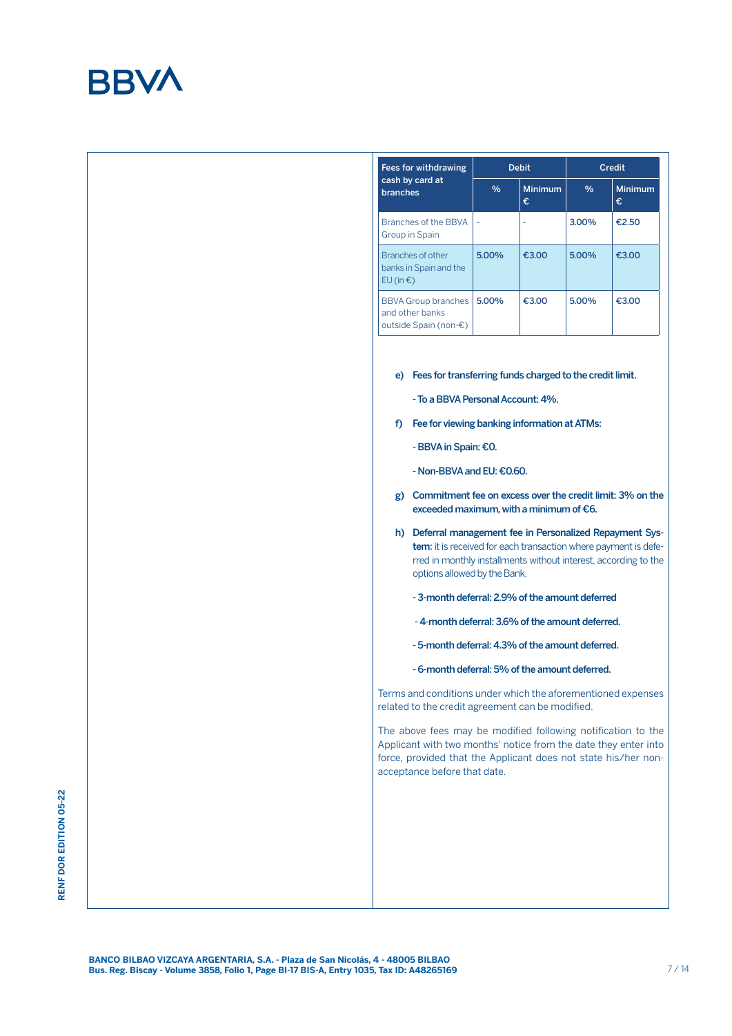| Fees for withdrawing cash by card at branches | Debit | | Credit | |
|---|---|---|---|---|
| | % | Minimum € | % | Minimum € |
| Branches of the BBVA Group in Spain | - | - | 3.00% | €2.50 |
| Branches of other banks in Spain and the EU (in €) | 5.00% | €3.00 | 5.00% | €3.00 |
| BBVA Group branches and other banks outside Spain (non-€) | 5.00% | €3.00 | 5.00% | €3.00 |

**e) Fees for transferring funds charged to the credit limit.**

**- To a BBVA Personal Account: 4%.**

**f) Fee for viewing banking information at ATMs:**

**- BBVA in Spain: €0.**

**- Non-BBVA and EU: €0.60.**

**g) Commitment fee on excess over the credit limit: 3% on the exceeded maximum, with a minimum of €6.**

**h) Deferral management fee in Personalized Repayment System:** it is received for each transaction where payment is deferred in monthly installments without interest, according to the options allowed by the Bank.

**- 3-month deferral: 2.9% of the amount deferred**

**- 4-month deferral: 3.6% of the amount deferred.**

**- 5-month deferral: 4.3% of the amount deferred.**

**- 6-month deferral: 5% of the amount deferred.**

Terms and conditions under which the aforementioned expenses related to the credit agreement can be modified.

The above fees may be modified following notification to the Applicant with two months' notice from the date they enter into force, provided that the Applicant does not state his/her non-acceptance before that date.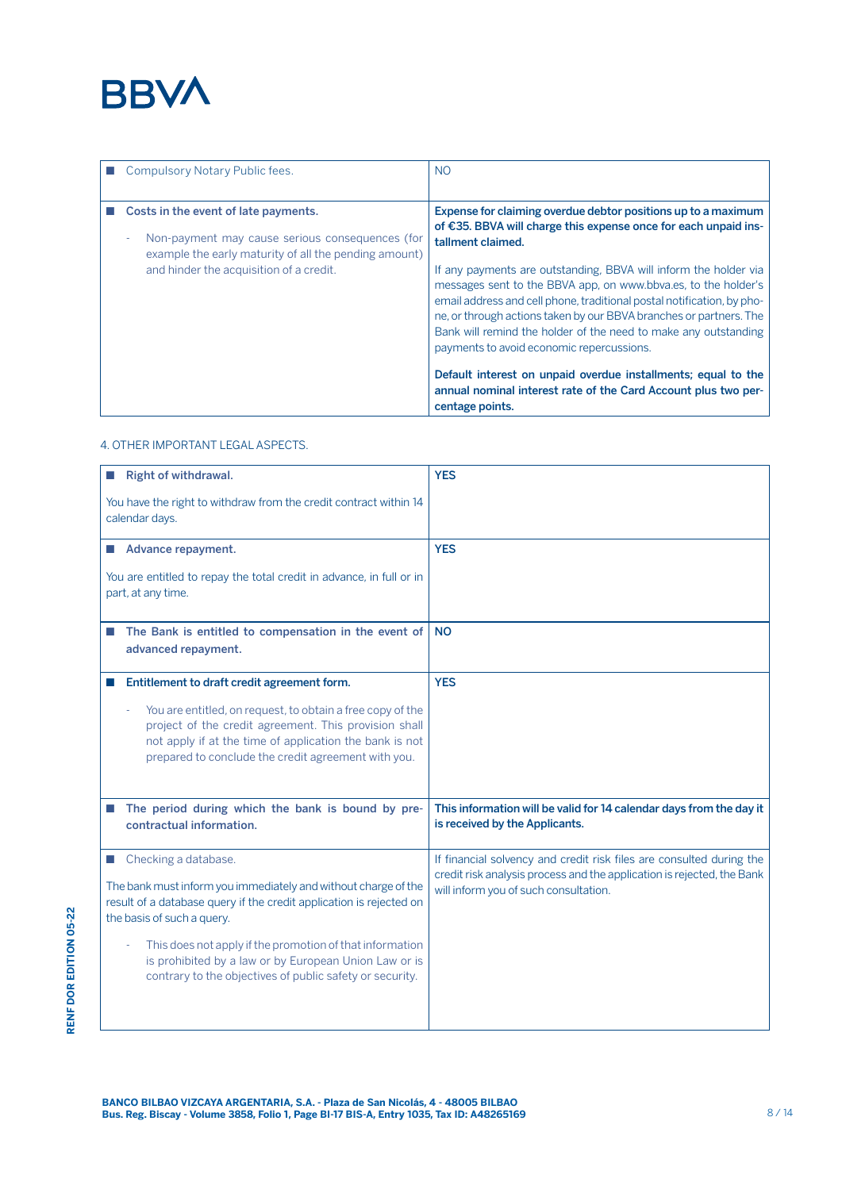| | |
|---|---|
| Compulsory Notary Public fees. | NO |
| **Costs in the event of late payments.**<br><br>- Non-payment may cause serious consequences (for example the early maturity of all the pending amount) and hinder the acquisition of a credit. | **Expense for claiming overdue debtor positions up to a maximum of €35. BBVA will charge this expense once for each unpaid installment claimed.**<br><br>If any payments are outstanding, BBVA will inform the holder via messages sent to the BBVA app, on www.bbva.es, to the holder's email address and cell phone, traditional postal notification, by phone, or through actions taken by our BBVA branches or partners. The Bank will remind the holder of the need to make any outstanding payments to avoid economic repercussions.<br><br>**Default interest on unpaid overdue installments; equal to the annual nominal interest rate of the Card Account plus two percentage points.** |

4. OTHER IMPORTANT LEGAL ASPECTS.

| | |
|---|---|
| **Right of withdrawal.**<br><br>You have the right to withdraw from the credit contract within 14 calendar days. | **YES** |
| **Advance repayment.**<br><br>You are entitled to repay the total credit in advance, in full or in part, at any time. | **YES** |
| **The Bank is entitled to compensation in the event of advanced repayment.** | **NO** |
| **Entitlement to draft credit agreement form.**<br><br>- You are entitled, on request, to obtain a free copy of the project of the credit agreement. This provision shall not apply if at the time of application the bank is not prepared to conclude the credit agreement with you. | **YES** |
| **The period during which the bank is bound by pre-contractual information.** | **This information will be valid for 14 calendar days from the day it is received by the Applicants.** |
| Checking a database.<br><br>The bank must inform you immediately and without charge of the result of a database query if the credit application is rejected on the basis of such a query.<br><br>- This does not apply if the promotion of that information is prohibited by a law or by European Union Law or is contrary to the objectives of public safety or security. | If financial solvency and credit risk files are consulted during the credit risk analysis process and the application is rejected, the Bank will inform you of such consultation. |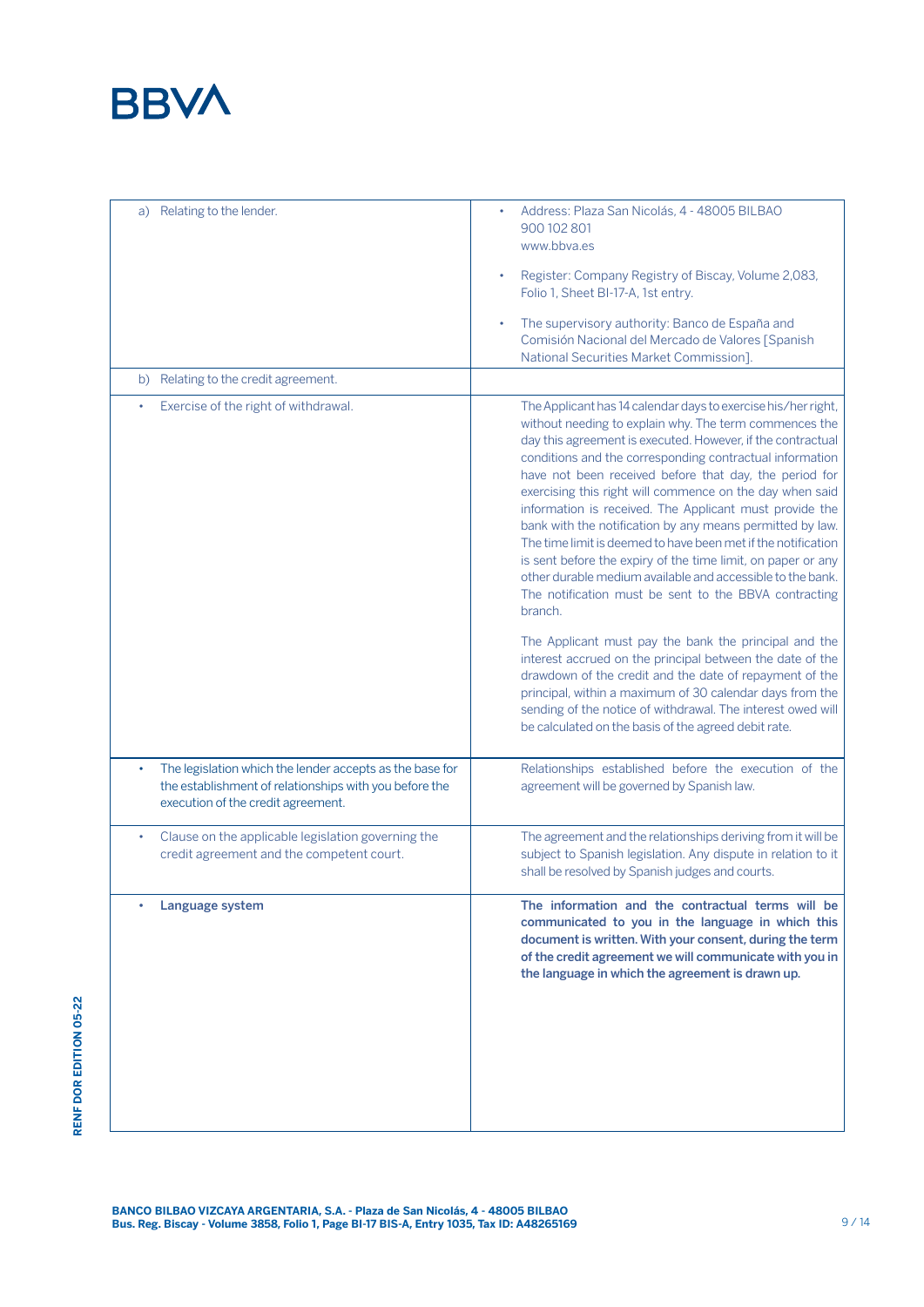| | |
|---|---|
| a) Relating to the lender. | • Address: Plaza San Nicolás, 4 - 48005 BILBAO<br>900 102 801<br>www.bbva.es<br>• Register: Company Registry of Biscay, Volume 2,083, Folio 1, Sheet BI-17-A, 1st entry.<br>• The supervisory authority: Banco de España and Comisión Nacional del Mercado de Valores [Spanish National Securities Market Commission]. |
| b) Relating to the credit agreement. | |
| • Exercise of the right of withdrawal. | The Applicant has 14 calendar days to exercise his/her right, without needing to explain why. The term commences the day this agreement is executed. However, if the contractual conditions and the corresponding contractual information have not been received before that day, the period for exercising this right will commence on the day when said information is received. The Applicant must provide the bank with the notification by any means permitted by law. The time limit is deemed to have been met if the notification is sent before the expiry of the time limit, on paper or any other durable medium available and accessible to the bank. The notification must be sent to the BBVA contracting branch.<br><br>The Applicant must pay the bank the principal and the interest accrued on the principal between the date of the drawdown of the credit and the date of repayment of the principal, within a maximum of 30 calendar days from the sending of the notice of withdrawal. The interest owed will be calculated on the basis of the agreed debit rate. |
| • The legislation which the lender accepts as the base for the establishment of relationships with you before the execution of the credit agreement. | Relationships established before the execution of the agreement will be governed by Spanish law. |
| • Clause on the applicable legislation governing the credit agreement and the competent court. | The agreement and the relationships deriving from it will be subject to Spanish legislation. Any dispute in relation to it shall be resolved by Spanish judges and courts. |
| • **Language system** | **The information and the contractual terms will be communicated to you in the language in which this document is written. With your consent, during the term of the credit agreement we will communicate with you in the language in which the agreement is drawn up.** |

RENF DOR EDITION 05-22

**BANCO BILBAO VIZCAYA ARGENTARIA, S.A. - Plaza de San Nicolás, 4 - 48005 BILBAO**
**Bus. Reg. Biscay - Volume 3858, Folio 1, Page BI-17 BIS-A, Entry 1035, Tax ID: A48265169**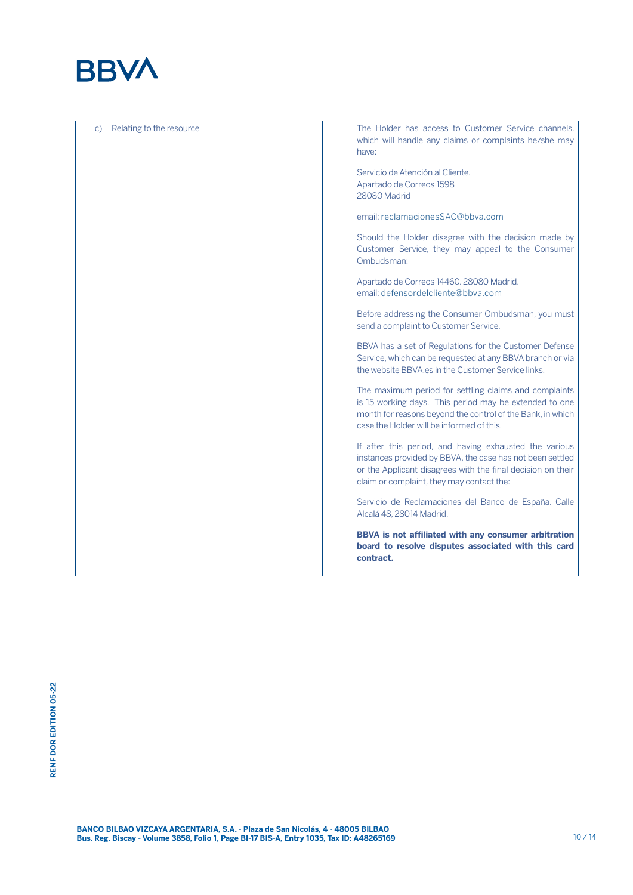| c) Relating to the resource | The Holder has access to Customer Service channels, which will handle any claims or complaints he/she may have:<br><br>Servicio de Atención al Cliente.<br>Apartado de Correos 1598<br>28080 Madrid<br><br>email: reclamacionesSAC@bbva.com<br><br>Should the Holder disagree with the decision made by Customer Service, they may appeal to the Consumer Ombudsman:<br><br>Apartado de Correos 14460. 28080 Madrid.<br>email: defensordelcliente@bbva.com<br><br>Before addressing the Consumer Ombudsman, you must send a complaint to Customer Service.<br><br>BBVA has a set of Regulations for the Customer Defense Service, which can be requested at any BBVA branch or via the website BBVA.es in the Customer Service links.<br><br>The maximum period for settling claims and complaints is 15 working days. This period may be extended to one month for reasons beyond the control of the Bank, in which case the Holder will be informed of this.<br><br>If after this period, and having exhausted the various instances provided by BBVA, the case has not been settled or the Applicant disagrees with the final decision on their claim or complaint, they may contact the:<br><br>Servicio de Reclamaciones del Banco de España. Calle Alcalá 48, 28014 Madrid.<br><br>**BBVA is not affiliated with any consumer arbitration board to resolve disputes associated with this card contract.** |
|---|---|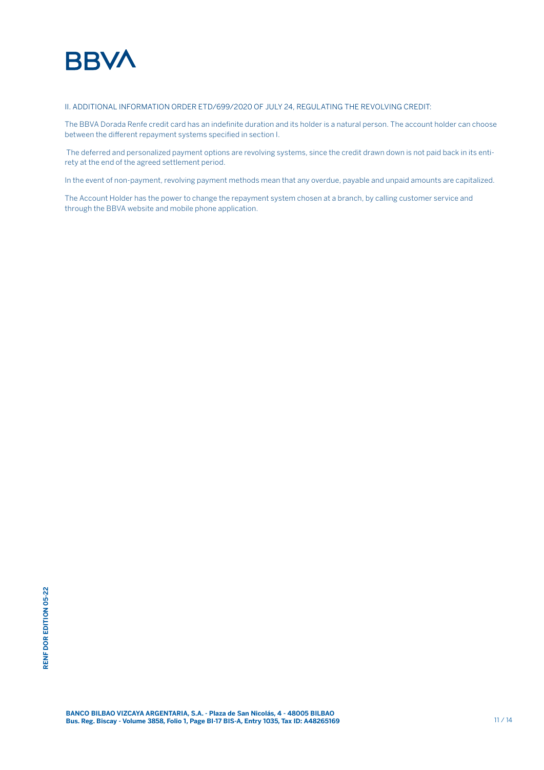II. ADDITIONAL INFORMATION ORDER ETD/699/2020 OF JULY 24, REGULATING THE REVOLVING CREDIT:

The BBVA Dorada Renfe credit card has an indefinite duration and its holder is a natural person. The account holder can choose between the different repayment systems specified in section I.

The deferred and personalized payment options are revolving systems, since the credit drawn down is not paid back in its entirety at the end of the agreed settlement period.

In the event of non-payment, revolving payment methods mean that any overdue, payable and unpaid amounts are capitalized.

The Account Holder has the power to change the repayment system chosen at a branch, by calling customer service and through the BBVA website and mobile phone application.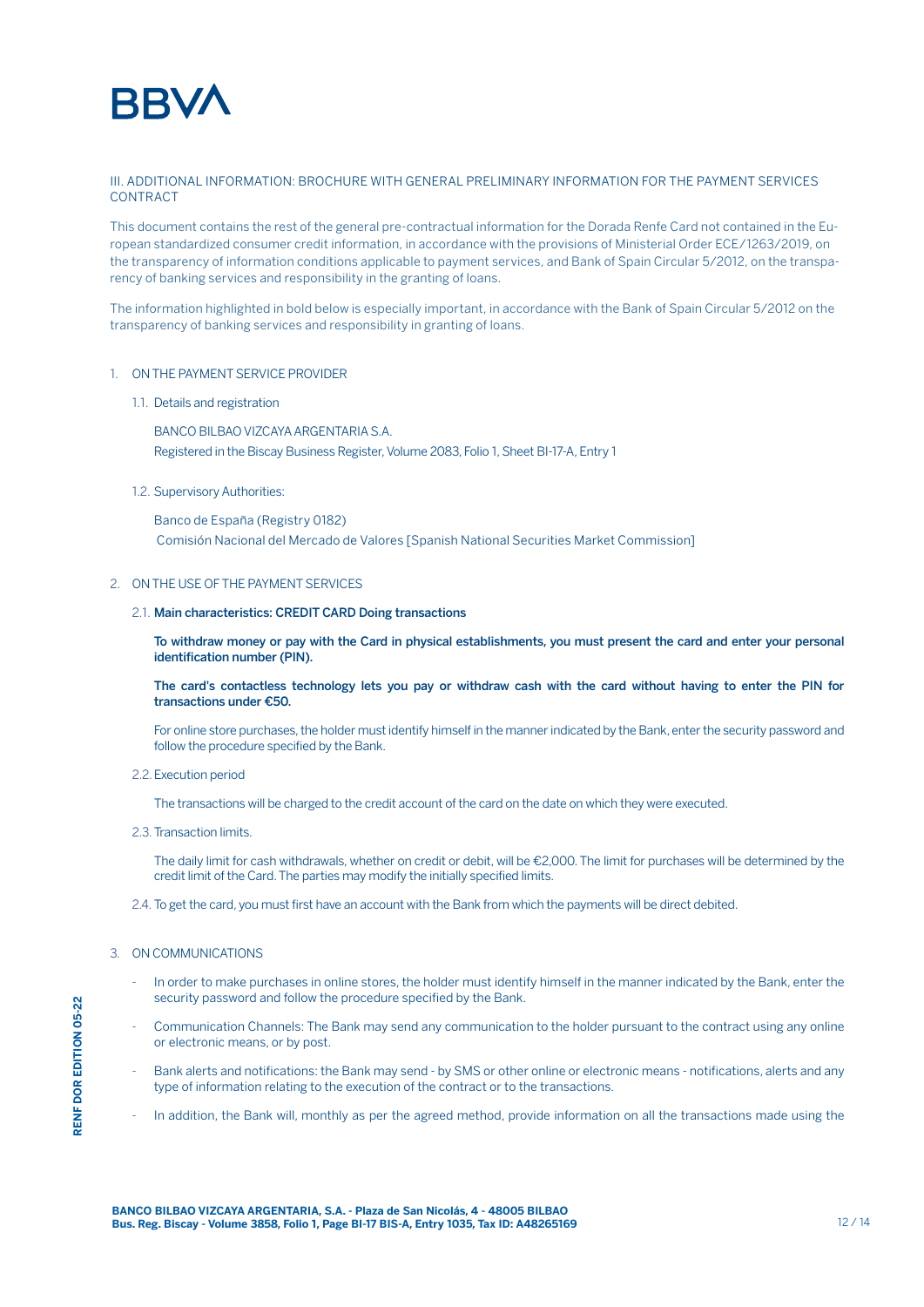III. ADDITIONAL INFORMATION: BROCHURE WITH GENERAL PRELIMINARY INFORMATION FOR THE PAYMENT SERVICES CONTRACT

This document contains the rest of the general pre-contractual information for the Dorada Renfe Card not contained in the European standardized consumer credit information, in accordance with the provisions of Ministerial Order ECE/1263/2019, on the transparency of information conditions applicable to payment services, and Bank of Spain Circular 5/2012, on the transparency of banking services and responsibility in the granting of loans.

The information highlighted in bold below is especially important, in accordance with the Bank of Spain Circular 5/2012 on the transparency of banking services and responsibility in granting of loans.

1. ON THE PAYMENT SERVICE PROVIDER

   1.1. Details and registration

   BANCO BILBAO VIZCAYA ARGENTARIA S.A.
   Registered in the Biscay Business Register, Volume 2083, Folio 1, Sheet BI-17-A, Entry 1

   1.2. Supervisory Authorities:

   Banco de España (Registry 0182)
   Comisión Nacional del Mercado de Valores [Spanish National Securities Market Commission]

2. ON THE USE OF THE PAYMENT SERVICES

   2.1. **Main characteristics: CREDIT CARD Doing transactions**

   **To withdraw money or pay with the Card in physical establishments, you must present the card and enter your personal identification number (PIN).**

   **The card's contactless technology lets you pay or withdraw cash with the card without having to enter the PIN for transactions under €50.**

   For online store purchases, the holder must identify himself in the manner indicated by the Bank, enter the security password and follow the procedure specified by the Bank.

   2.2. Execution period

   The transactions will be charged to the credit account of the card on the date on which they were executed.

   2.3. Transaction limits.

   The daily limit for cash withdrawals, whether on credit or debit, will be €2,000. The limit for purchases will be determined by the credit limit of the Card. The parties may modify the initially specified limits.

   2.4. To get the card, you must first have an account with the Bank from which the payments will be direct debited.

3. ON COMMUNICATIONS

   - In order to make purchases in online stores, the holder must identify himself in the manner indicated by the Bank, enter the security password and follow the procedure specified by the Bank.
   - Communication Channels: The Bank may send any communication to the holder pursuant to the contract using any online or electronic means, or by post.
   - Bank alerts and notifications: the Bank may send - by SMS or other online or electronic means - notifications, alerts and any type of information relating to the execution of the contract or to the transactions.
   - In addition, the Bank will, monthly as per the agreed method, provide information on all the transactions made using the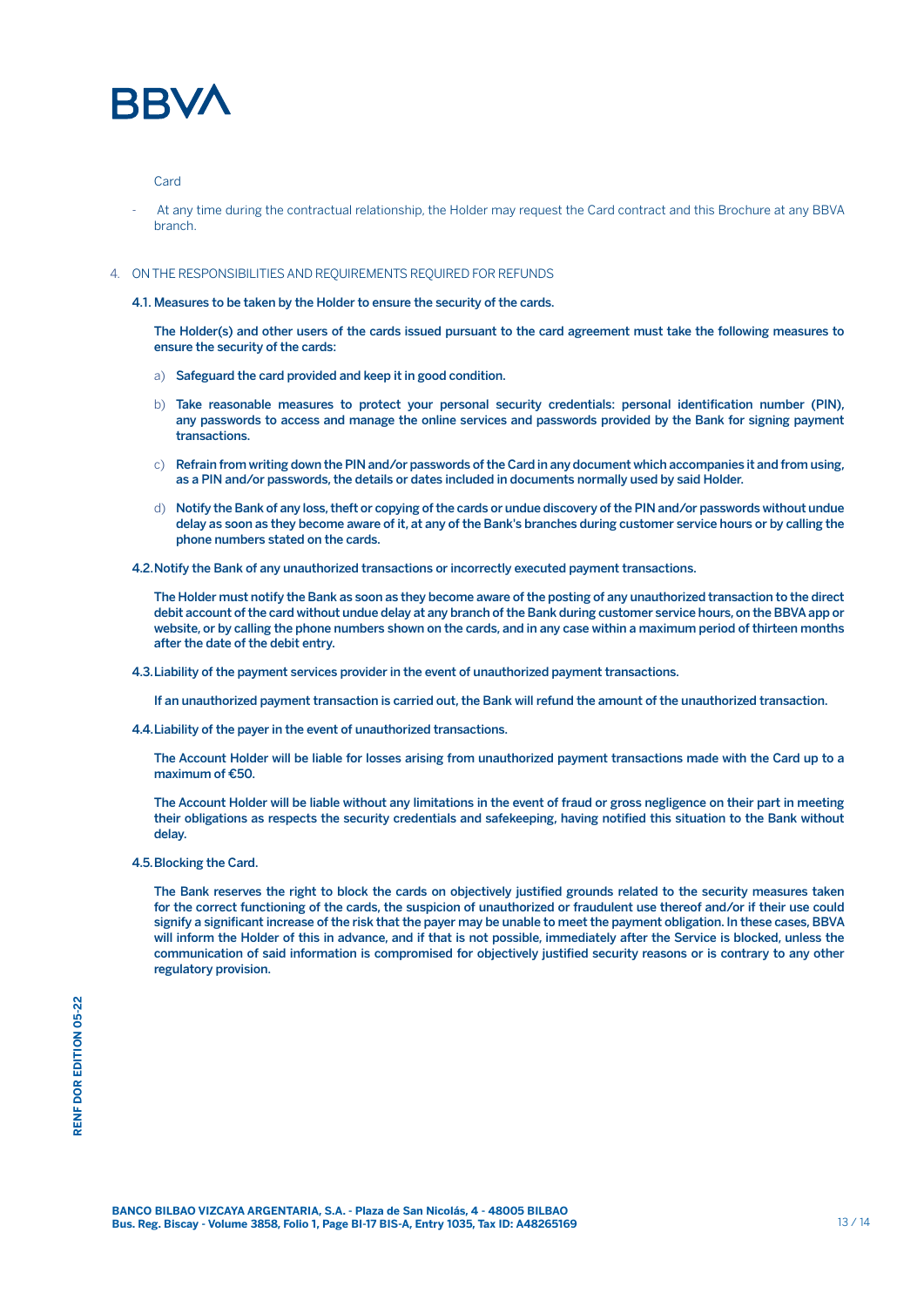Card

- At any time during the contractual relationship, the Holder may request the Card contract and this Brochure at any BBVA branch.

4. ON THE RESPONSIBILITIES AND REQUIREMENTS REQUIRED FOR REFUNDS

**4.1. Measures to be taken by the Holder to ensure the security of the cards.**

**The Holder(s) and other users of the cards issued pursuant to the card agreement must take the following measures to ensure the security of the cards:**

a) **Safeguard the card provided and keep it in good condition.**

b) **Take reasonable measures to protect your personal security credentials: personal identification number (PIN), any passwords to access and manage the online services and passwords provided by the Bank for signing payment transactions.**

c) **Refrain from writing down the PIN and/or passwords of the Card in any document which accompanies it and from using, as a PIN and/or passwords, the details or dates included in documents normally used by said Holder.**

d) **Notify the Bank of any loss, theft or copying of the cards or undue discovery of the PIN and/or passwords without undue delay as soon as they become aware of it, at any of the Bank's branches during customer service hours or by calling the phone numbers stated on the cards.**

**4.2. Notify the Bank of any unauthorized transactions or incorrectly executed payment transactions.**

**The Holder must notify the Bank as soon as they become aware of the posting of any unauthorized transaction to the direct debit account of the card without undue delay at any branch of the Bank during customer service hours, on the BBVA app or website, or by calling the phone numbers shown on the cards, and in any case within a maximum period of thirteen months after the date of the debit entry.**

**4.3. Liability of the payment services provider in the event of unauthorized payment transactions.**

**If an unauthorized payment transaction is carried out, the Bank will refund the amount of the unauthorized transaction.**

**4.4. Liability of the payer in the event of unauthorized transactions.**

**The Account Holder will be liable for losses arising from unauthorized payment transactions made with the Card up to a maximum of €50.**

**The Account Holder will be liable without any limitations in the event of fraud or gross negligence on their part in meeting their obligations as respects the security credentials and safekeeping, having notified this situation to the Bank without delay.**

**4.5. Blocking the Card.**

**The Bank reserves the right to block the cards on objectively justified grounds related to the security measures taken for the correct functioning of the cards, the suspicion of unauthorized or fraudulent use thereof and/or if their use could signify a significant increase of the risk that the payer may be unable to meet the payment obligation. In these cases, BBVA will inform the Holder of this in advance, and if that is not possible, immediately after the Service is blocked, unless the communication of said information is compromised for objectively justified security reasons or is contrary to any other regulatory provision.**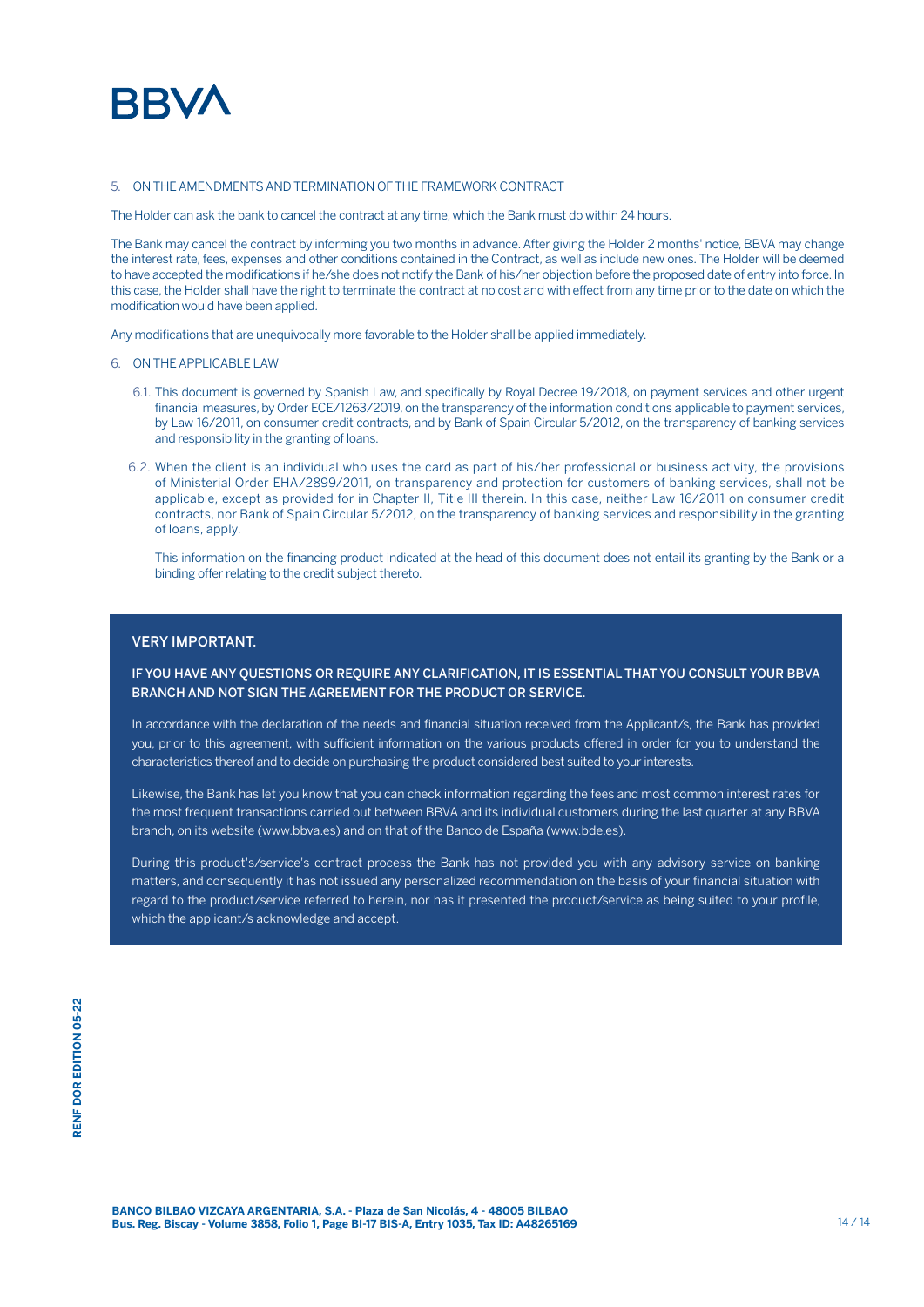## 5. ON THE AMENDMENTS AND TERMINATION OF THE FRAMEWORK CONTRACT

The Holder can ask the bank to cancel the contract at any time, which the Bank must do within 24 hours.

The Bank may cancel the contract by informing you two months in advance. After giving the Holder 2 months' notice, BBVA may change the interest rate, fees, expenses and other conditions contained in the Contract, as well as include new ones. The Holder will be deemed to have accepted the modifications if he/she does not notify the Bank of his/her objection before the proposed date of entry into force. In this case, the Holder shall have the right to terminate the contract at no cost and with effect from any time prior to the date on which the modification would have been applied.

Any modifications that are unequivocally more favorable to the Holder shall be applied immediately.

## 6. ON THE APPLICABLE LAW

6.1. This document is governed by Spanish Law, and specifically by Royal Decree 19/2018, on payment services and other urgent financial measures, by Order ECE/1263/2019, on the transparency of the information conditions applicable to payment services, by Law 16/2011, on consumer credit contracts, and by Bank of Spain Circular 5/2012, on the transparency of banking services and responsibility in the granting of loans.

6.2. When the client is an individual who uses the card as part of his/her professional or business activity, the provisions of Ministerial Order EHA/2899/2011, on transparency and protection for customers of banking services, shall not be applicable, except as provided for in Chapter II, Title III therein. In this case, neither Law 16/2011 on consumer credit contracts, nor Bank of Spain Circular 5/2012, on the transparency of banking services and responsibility in the granting of loans, apply.

This information on the financing product indicated at the head of this document does not entail its granting by the Bank or a binding offer relating to the credit subject thereto.

**VERY IMPORTANT.**

**IF YOU HAVE ANY QUESTIONS OR REQUIRE ANY CLARIFICATION, IT IS ESSENTIAL THAT YOU CONSULT YOUR BBVA BRANCH AND NOT SIGN THE AGREEMENT FOR THE PRODUCT OR SERVICE.**

In accordance with the declaration of the needs and financial situation received from the Applicant/s, the Bank has provided you, prior to this agreement, with sufficient information on the various products offered in order for you to understand the characteristics thereof and to decide on purchasing the product considered best suited to your interests.

Likewise, the Bank has let you know that you can check information regarding the fees and most common interest rates for the most frequent transactions carried out between BBVA and its individual customers during the last quarter at any BBVA branch, on its website (www.bbva.es) and on that of the Banco de España (www.bde.es).

During this product's/service's contract process the Bank has not provided you with any advisory service on banking matters, and consequently it has not issued any personalized recommendation on the basis of your financial situation with regard to the product/service referred to herein, nor has it presented the product/service as being suited to your profile, which the applicant/s acknowledge and accept.

RENF DOR EDITION 05-22

**BANCO BILBAO VIZCAYA ARGENTARIA, S.A. - Plaza de San Nicolás, 4 - 48005 BILBAO**
**Bus. Reg. Biscay - Volume 3858, Folio 1, Page BI-17 BIS-A, Entry 1035, Tax ID: A48265169**